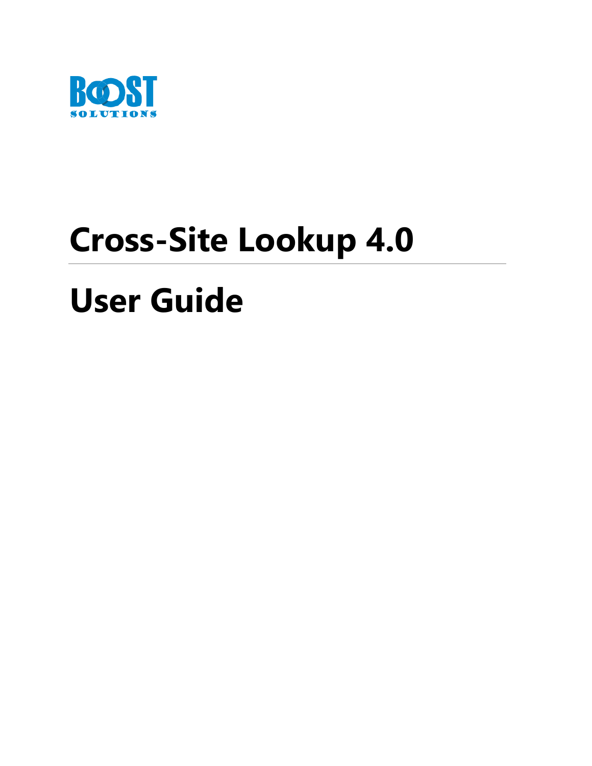BOOST SOLUTIONS

# Cross-Site Lookup 4.0

# User Guide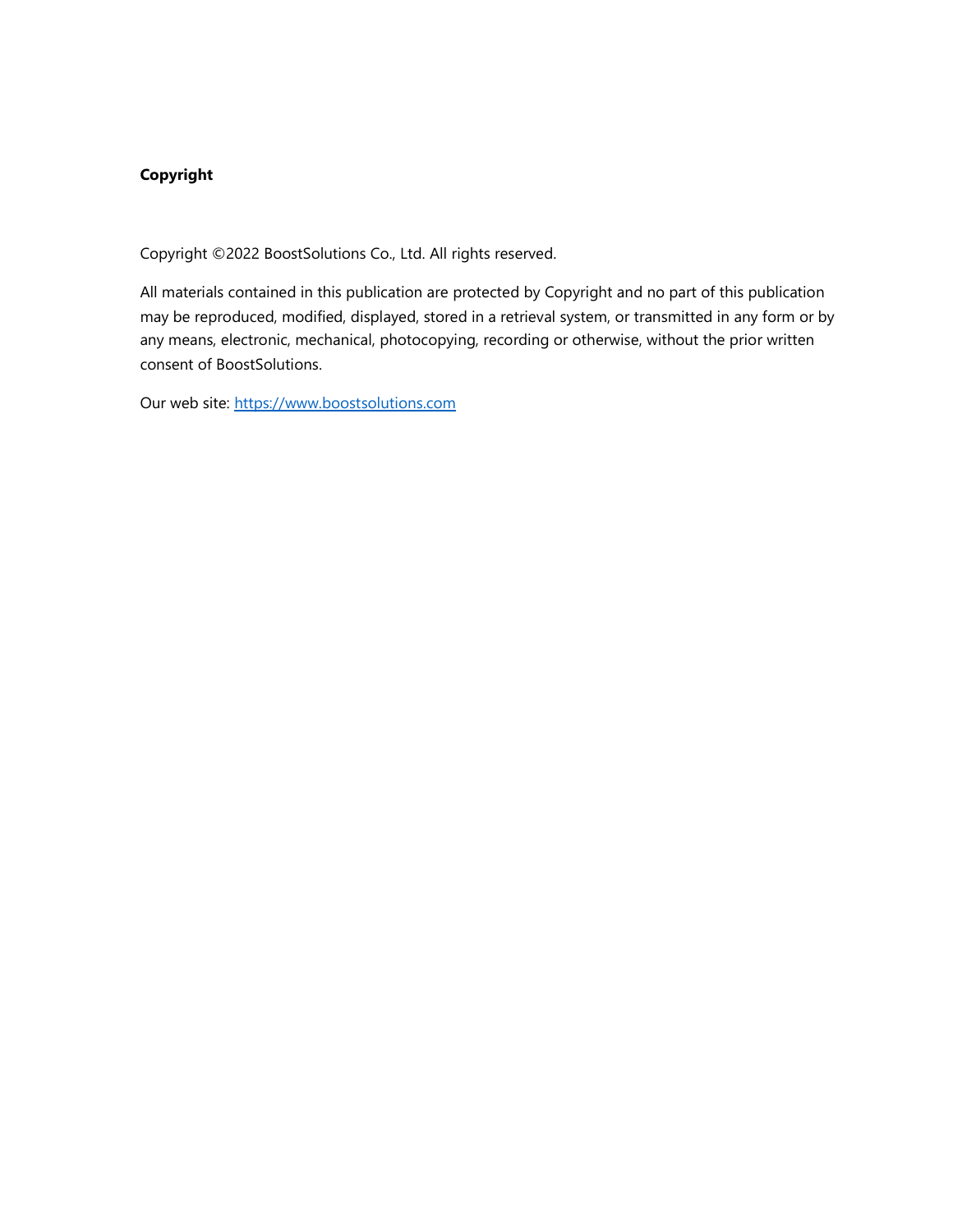**Copyright**

Copyright ©2022 BoostSolutions Co., Ltd. All rights reserved.

All materials contained in this publication are protected by Copyright and no part of this publication may be reproduced, modified, displayed, stored in a retrieval system, or transmitted in any form or by any means, electronic, mechanical, photocopying, recording or otherwise, without the prior written consent of BoostSolutions.

Our web site: [https://www.boostsolutions.com](https://www.boostsolutions.com)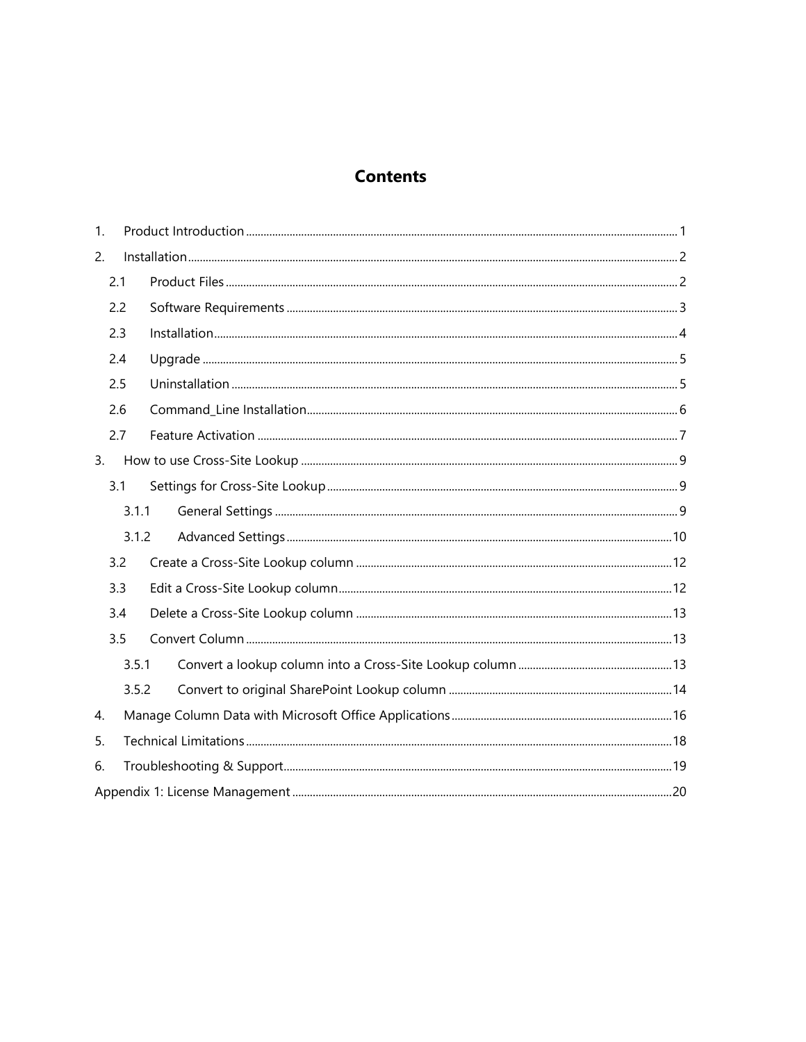# Contents

1. Product Introduction ..... 1
2. Installation ..... 2
   - 2.1 Product Files ..... 2
   - 2.2 Software Requirements ..... 3
   - 2.3 Installation ..... 4
   - 2.4 Upgrade ..... 5
   - 2.5 Uninstallation ..... 5
   - 2.6 Command_Line Installation ..... 6
   - 2.7 Feature Activation ..... 7
3. How to use Cross-Site Lookup ..... 9
   - 3.1 Settings for Cross-Site Lookup ..... 9
     - 3.1.1 General Settings ..... 9
     - 3.1.2 Advanced Settings ..... 10
   - 3.2 Create a Cross-Site Lookup column ..... 12
   - 3.3 Edit a Cross-Site Lookup column ..... 12
   - 3.4 Delete a Cross-Site Lookup column ..... 13
   - 3.5 Convert Column ..... 13
     - 3.5.1 Convert a lookup column into a Cross-Site Lookup column ..... 13
     - 3.5.2 Convert to original SharePoint Lookup column ..... 14
4. Manage Column Data with Microsoft Office Applications ..... 16
5. Technical Limitations ..... 18
6. Troubleshooting & Support ..... 19

Appendix 1: License Management ..... 20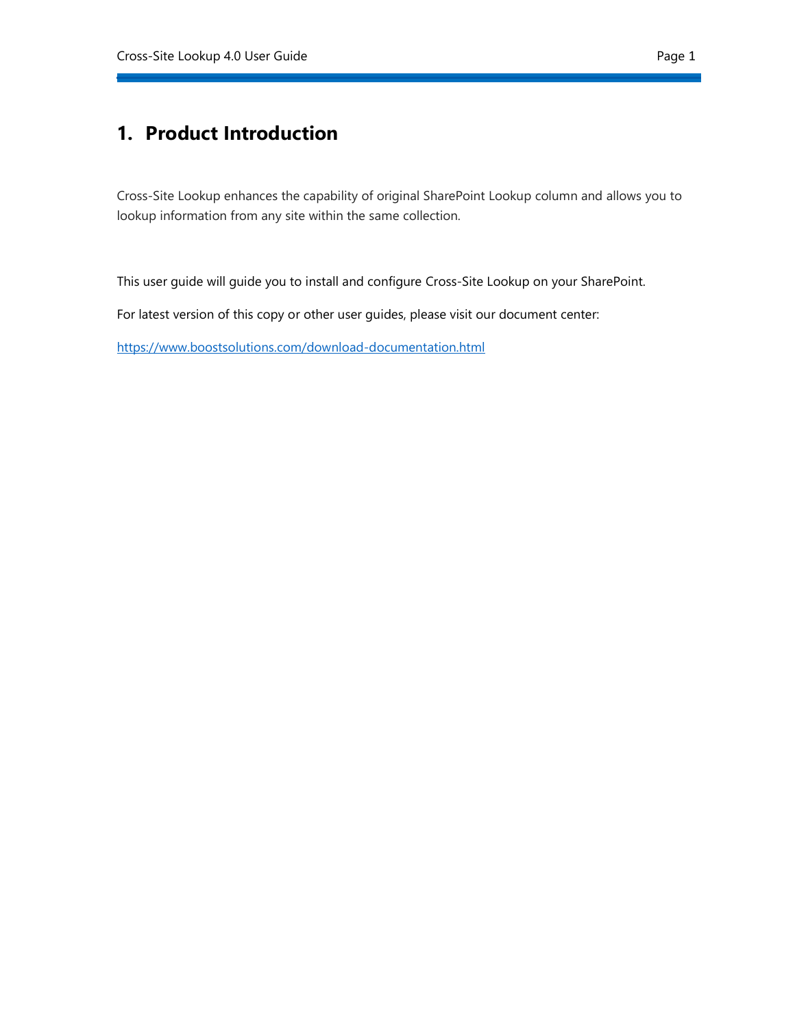# 1. Product Introduction

Cross-Site Lookup enhances the capability of original SharePoint Lookup column and allows you to lookup information from any site within the same collection.

This user guide will guide you to install and configure Cross-Site Lookup on your SharePoint.

For latest version of this copy or other user guides, please visit our document center:

https://www.boostsolutions.com/download-documentation.html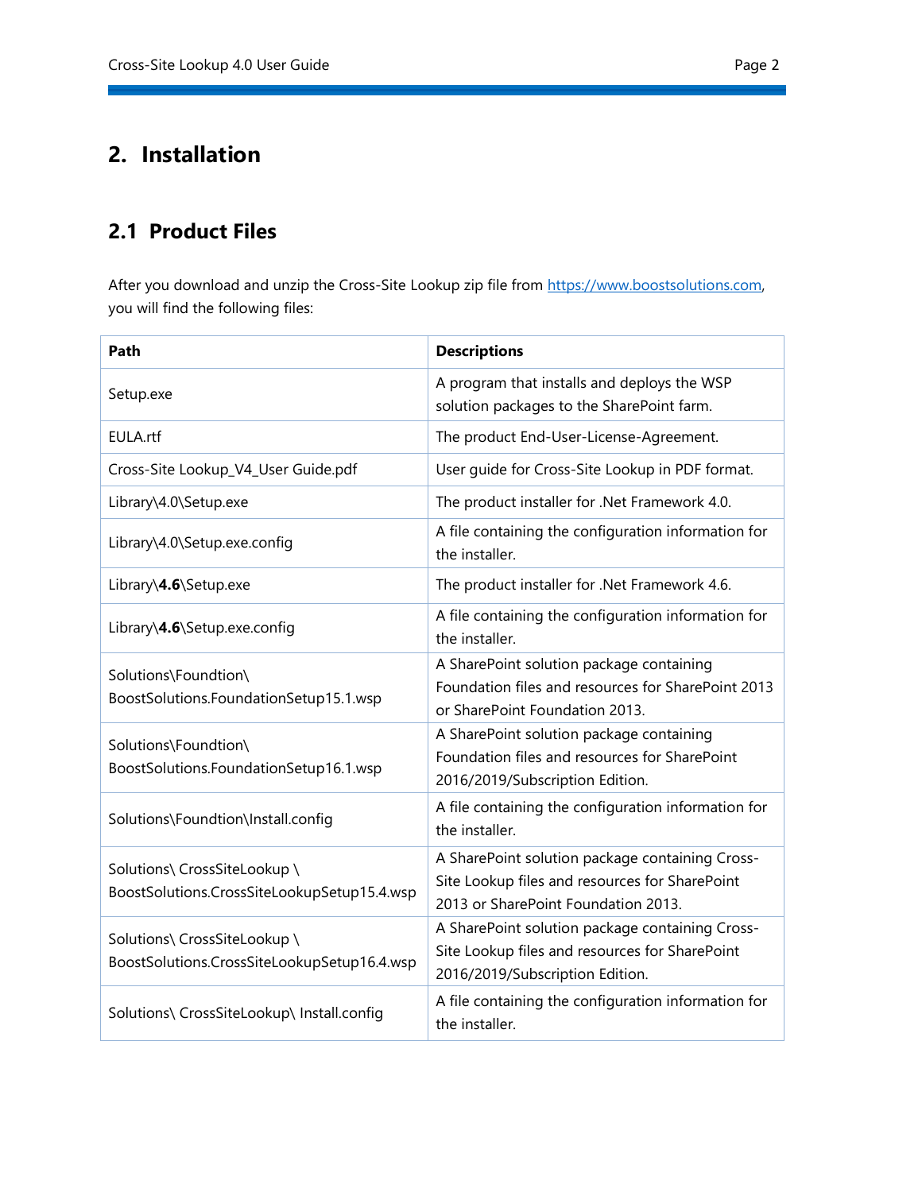# 2. Installation

## 2.1 Product Files

After you download and unzip the Cross-Site Lookup zip file from https://www.boostsolutions.com, you will find the following files:

| Path | Descriptions |
| --- | --- |
| Setup.exe | A program that installs and deploys the WSP solution packages to the SharePoint farm. |
| EULA.rtf | The product End-User-License-Agreement. |
| Cross-Site Lookup_V4_User Guide.pdf | User guide for Cross-Site Lookup in PDF format. |
| Library\4.0\Setup.exe | The product installer for .Net Framework 4.0. |
| Library\4.0\Setup.exe.config | A file containing the configuration information for the installer. |
| Library\\**4.6**\Setup.exe | The product installer for .Net Framework 4.6. |
| Library\\**4.6**\Setup.exe.config | A file containing the configuration information for the installer. |
| Solutions\Foundtion\ BoostSolutions.FoundationSetup15.1.wsp | A SharePoint solution package containing Foundation files and resources for SharePoint 2013 or SharePoint Foundation 2013. |
| Solutions\Foundtion\ BoostSolutions.FoundationSetup16.1.wsp | A SharePoint solution package containing Foundation files and resources for SharePoint 2016/2019/Subscription Edition. |
| Solutions\Foundtion\Install.config | A file containing the configuration information for the installer. |
| Solutions\ CrossSiteLookup \ BoostSolutions.CrossSiteLookupSetup15.4.wsp | A SharePoint solution package containing Cross-Site Lookup files and resources for SharePoint 2013 or SharePoint Foundation 2013. |
| Solutions\ CrossSiteLookup \ BoostSolutions.CrossSiteLookupSetup16.4.wsp | A SharePoint solution package containing Cross-Site Lookup files and resources for SharePoint 2016/2019/Subscription Edition. |
| Solutions\ CrossSiteLookup\ Install.config | A file containing the configuration information for the installer. |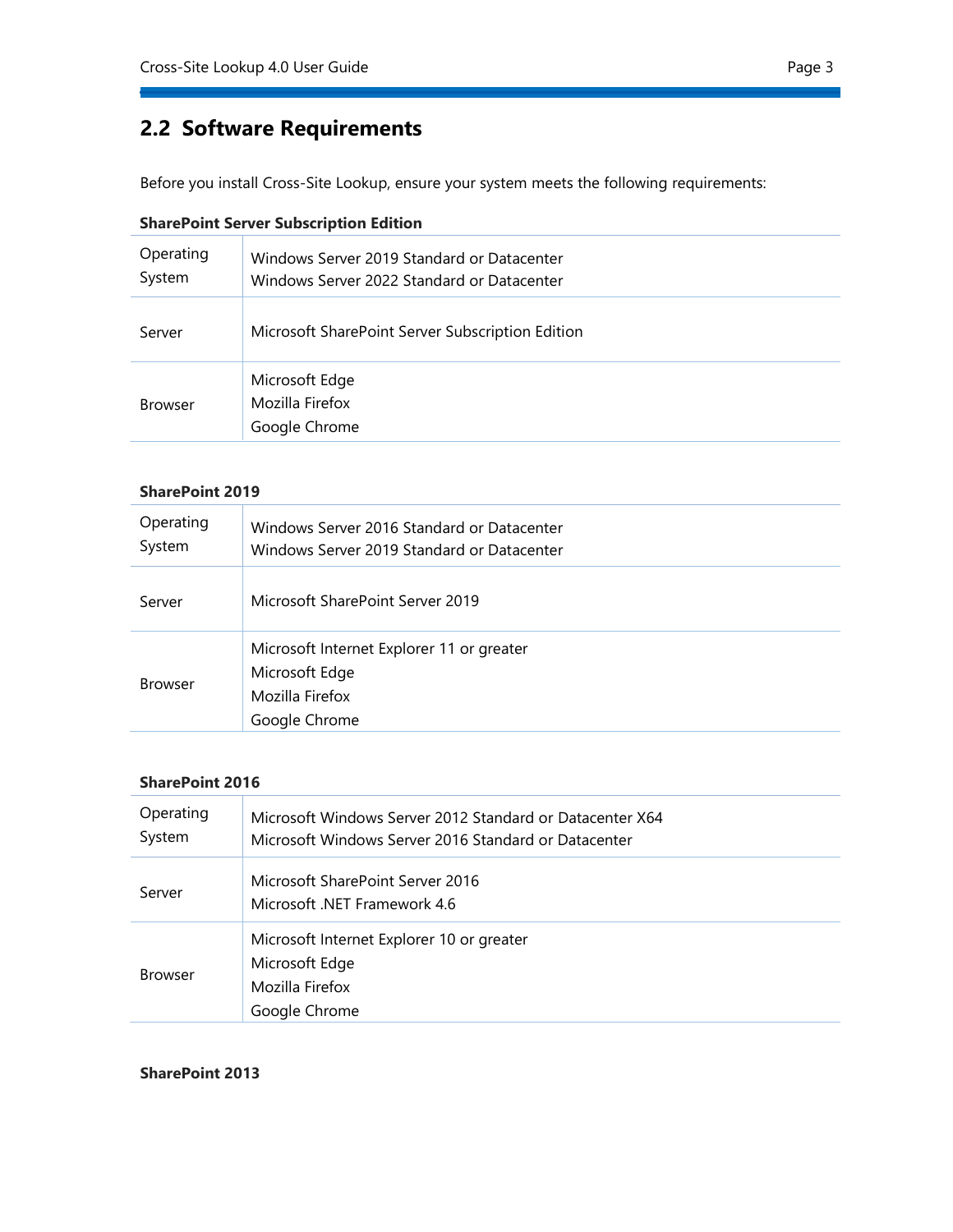## 2.2 Software Requirements

Before you install Cross-Site Lookup, ensure your system meets the following requirements:

**SharePoint Server Subscription Edition**

| | |
|---|---|
| Operating System | Windows Server 2019 Standard or Datacenter<br>Windows Server 2022 Standard or Datacenter |
| Server | Microsoft SharePoint Server Subscription Edition |
| Browser | Microsoft Edge<br>Mozilla Firefox<br>Google Chrome |

**SharePoint 2019**

| | |
|---|---|
| Operating System | Windows Server 2016 Standard or Datacenter<br>Windows Server 2019 Standard or Datacenter |
| Server | Microsoft SharePoint Server 2019 |
| Browser | Microsoft Internet Explorer 11 or greater<br>Microsoft Edge<br>Mozilla Firefox<br>Google Chrome |

**SharePoint 2016**

| | |
|---|---|
| Operating System | Microsoft Windows Server 2012 Standard or Datacenter X64<br>Microsoft Windows Server 2016 Standard or Datacenter |
| Server | Microsoft SharePoint Server 2016<br>Microsoft .NET Framework 4.6 |
| Browser | Microsoft Internet Explorer 10 or greater<br>Microsoft Edge<br>Mozilla Firefox<br>Google Chrome |

**SharePoint 2013**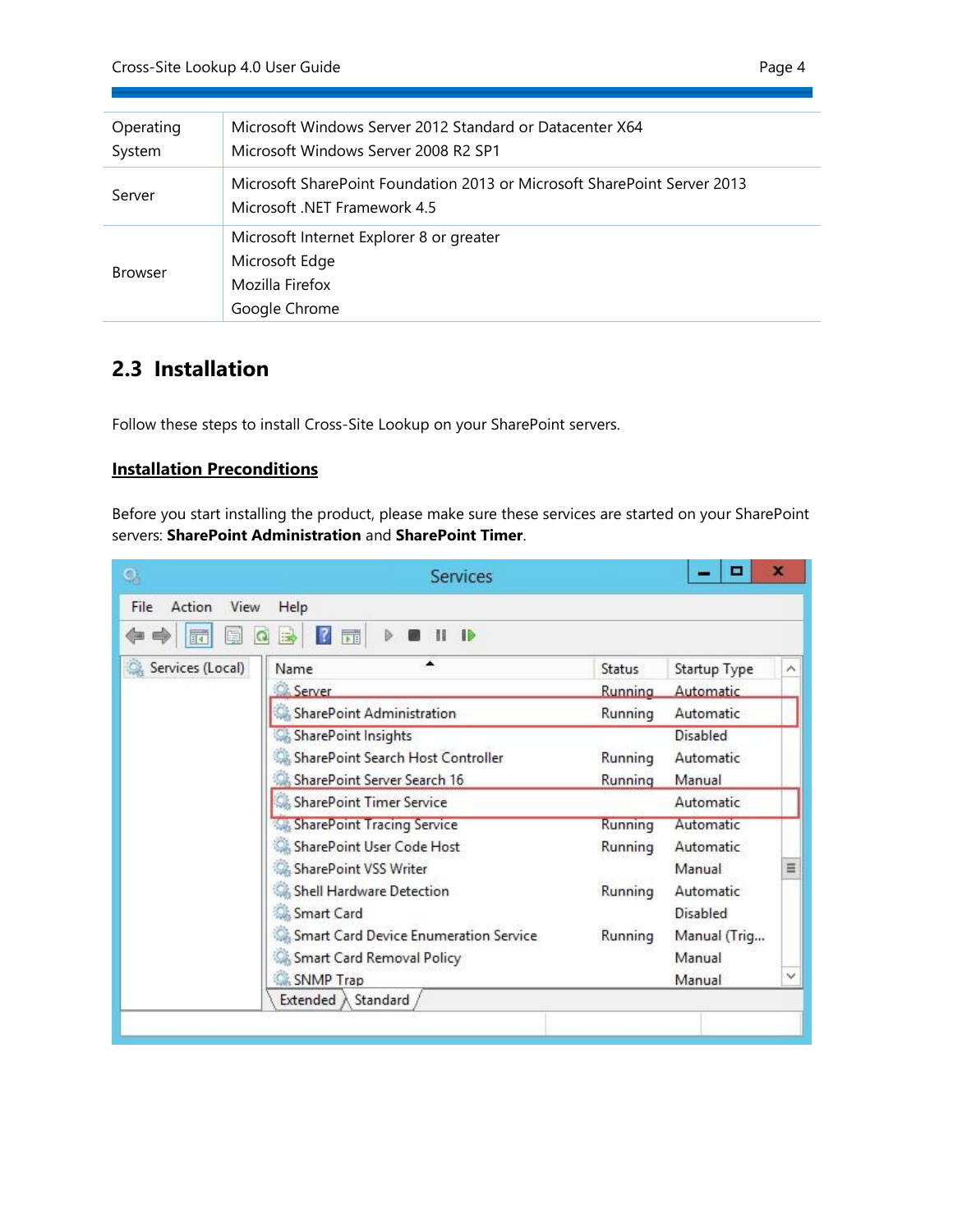| | |
|---|---|
| Operating System | Microsoft Windows Server 2012 Standard or Datacenter X64<br>Microsoft Windows Server 2008 R2 SP1 |
| Server | Microsoft SharePoint Foundation 2013 or Microsoft SharePoint Server 2013<br>Microsoft .NET Framework 4.5 |
| Browser | Microsoft Internet Explorer 8 or greater<br>Microsoft Edge<br>Mozilla Firefox<br>Google Chrome |

## 2.3 Installation

Follow these steps to install Cross-Site Lookup on your SharePoint servers.

### Installation Preconditions

Before you start installing the product, please make sure these services are started on your SharePoint servers: **SharePoint Administration** and **SharePoint Timer**.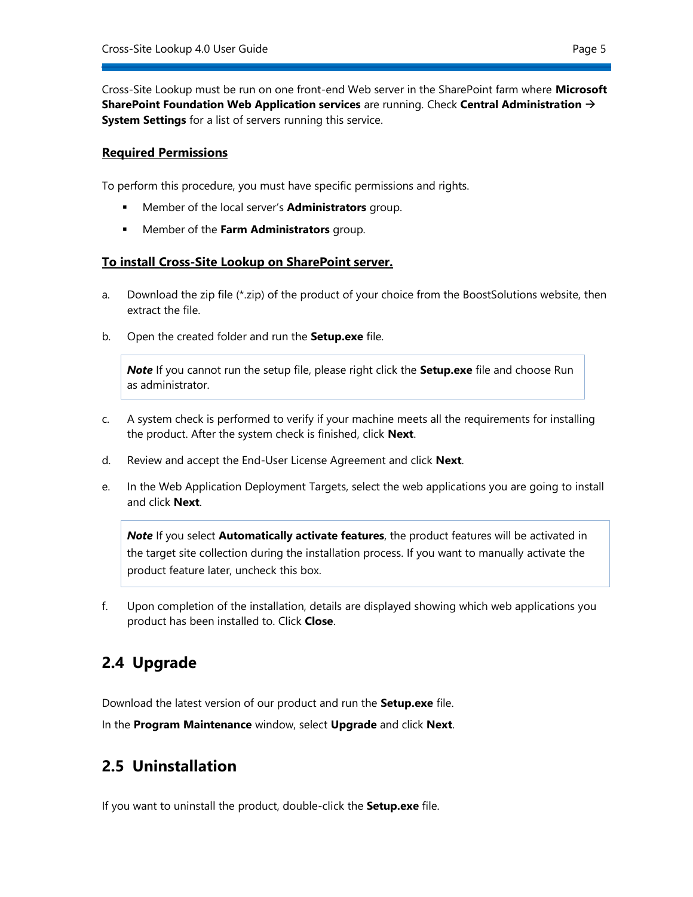Cross-Site Lookup must be run on one front-end Web server in the SharePoint farm where **Microsoft SharePoint Foundation Web Application services** are running. Check **Central Administration → System Settings** for a list of servers running this service.

**Required Permissions**

To perform this procedure, you must have specific permissions and rights.

- Member of the local server's **Administrators** group.
- Member of the **Farm Administrators** group.

**To install Cross-Site Lookup on SharePoint server.**

a. Download the zip file (*.zip) of the product of your choice from the BoostSolutions website, then extract the file.

b. Open the created folder and run the **Setup.exe** file.

> ***Note*** If you cannot run the setup file, please right click the **Setup.exe** file and choose Run as administrator.

c. A system check is performed to verify if your machine meets all the requirements for installing the product. After the system check is finished, click **Next**.

d. Review and accept the End-User License Agreement and click **Next**.

e. In the Web Application Deployment Targets, select the web applications you are going to install and click **Next**.

> ***Note*** If you select **Automatically activate features**, the product features will be activated in the target site collection during the installation process. If you want to manually activate the product feature later, uncheck this box.

f. Upon completion of the installation, details are displayed showing which web applications you product has been installed to. Click **Close**.

## 2.4 Upgrade

Download the latest version of our product and run the **Setup.exe** file.

In the **Program Maintenance** window, select **Upgrade** and click **Next**.

## 2.5 Uninstallation

If you want to uninstall the product, double-click the **Setup.exe** file.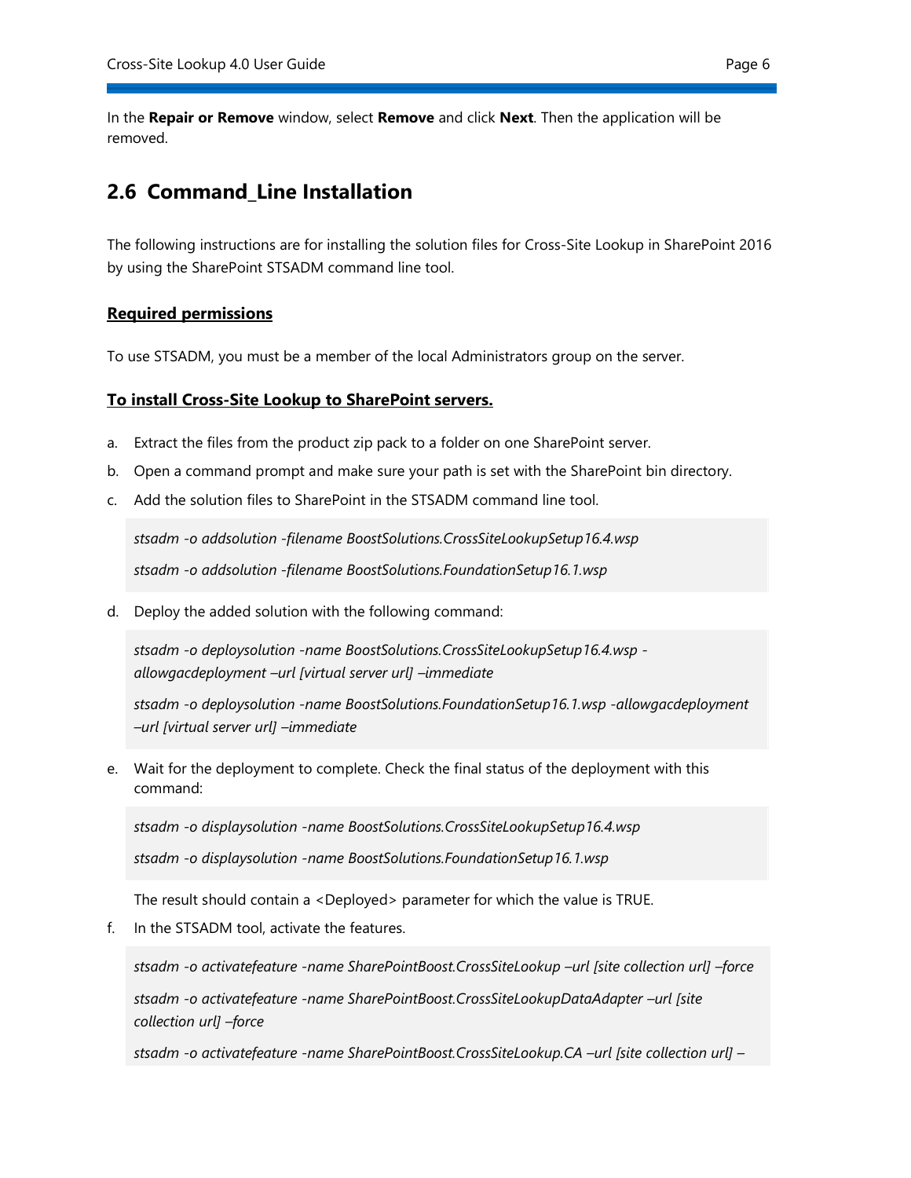In the **Repair or Remove** window, select **Remove** and click **Next**. Then the application will be removed.

## 2.6 Command_Line Installation

The following instructions are for installing the solution files for Cross-Site Lookup in SharePoint 2016 by using the SharePoint STSADM command line tool.

**Required permissions**

To use STSADM, you must be a member of the local Administrators group on the server.

**To install Cross-Site Lookup to SharePoint servers.**

a. Extract the files from the product zip pack to a folder on one SharePoint server.

b. Open a command prompt and make sure your path is set with the SharePoint bin directory.

c. Add the solution files to SharePoint in the STSADM command line tool.

```
stsadm -o addsolution -filename BoostSolutions.CrossSiteLookupSetup16.4.wsp
stsadm -o addsolution -filename BoostSolutions.FoundationSetup16.1.wsp
```

d. Deploy the added solution with the following command:

```
stsadm -o deploysolution -name BoostSolutions.CrossSiteLookupSetup16.4.wsp -allowgacdeployment –url [virtual server url] –immediate
stsadm -o deploysolution -name BoostSolutions.FoundationSetup16.1.wsp -allowgacdeployment –url [virtual server url] –immediate
```

e. Wait for the deployment to complete. Check the final status of the deployment with this command:

```
stsadm -o displaysolution -name BoostSolutions.CrossSiteLookupSetup16.4.wsp
stsadm -o displaysolution -name BoostSolutions.FoundationSetup16.1.wsp
```

The result should contain a <Deployed> parameter for which the value is TRUE.

f. In the STSADM tool, activate the features.

```
stsadm -o activatefeature -name SharePointBoost.CrossSiteLookup –url [site collection url] –force
stsadm -o activatefeature -name SharePointBoost.CrossSiteLookupDataAdapter –url [site collection url] –force
stsadm -o activatefeature -name SharePointBoost.CrossSiteLookup.CA –url [site collection url] –
```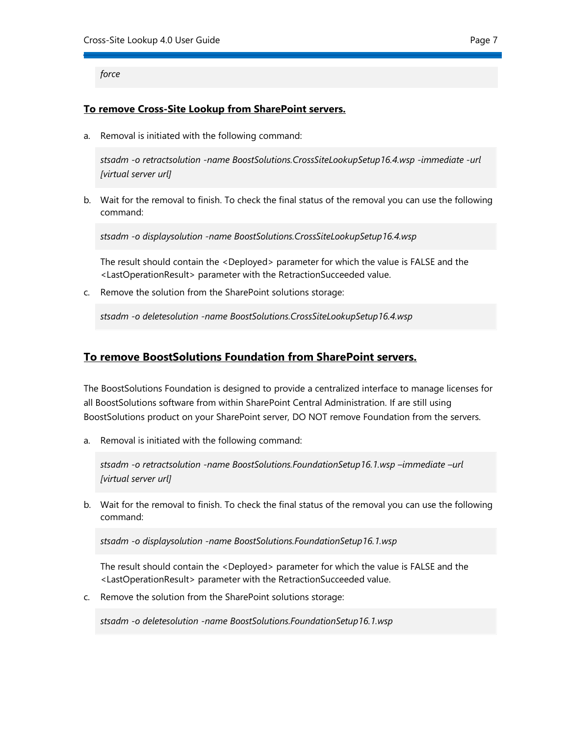*force*

**To remove Cross-Site Lookup from SharePoint servers.**

a. Removal is initiated with the following command:

*stsadm -o retractsolution -name BoostSolutions.CrossSiteLookupSetup16.4.wsp -immediate -url [virtual server url]*

b. Wait for the removal to finish. To check the final status of the removal you can use the following command:

*stsadm -o displaysolution -name BoostSolutions.CrossSiteLookupSetup16.4.wsp*

The result should contain the <Deployed> parameter for which the value is FALSE and the <LastOperationResult> parameter with the RetractionSucceeded value.

c. Remove the solution from the SharePoint solutions storage:

*stsadm -o deletesolution -name BoostSolutions.CrossSiteLookupSetup16.4.wsp*

## To remove BoostSolutions Foundation from SharePoint servers.

The BoostSolutions Foundation is designed to provide a centralized interface to manage licenses for all BoostSolutions software from within SharePoint Central Administration. If are still using BoostSolutions product on your SharePoint server, DO NOT remove Foundation from the servers.

a. Removal is initiated with the following command:

*stsadm -o retractsolution -name BoostSolutions.FoundationSetup16.1.wsp –immediate –url [virtual server url]*

b. Wait for the removal to finish. To check the final status of the removal you can use the following command:

*stsadm -o displaysolution -name BoostSolutions.FoundationSetup16.1.wsp*

The result should contain the <Deployed> parameter for which the value is FALSE and the <LastOperationResult> parameter with the RetractionSucceeded value.

c. Remove the solution from the SharePoint solutions storage:

*stsadm -o deletesolution -name BoostSolutions.FoundationSetup16.1.wsp*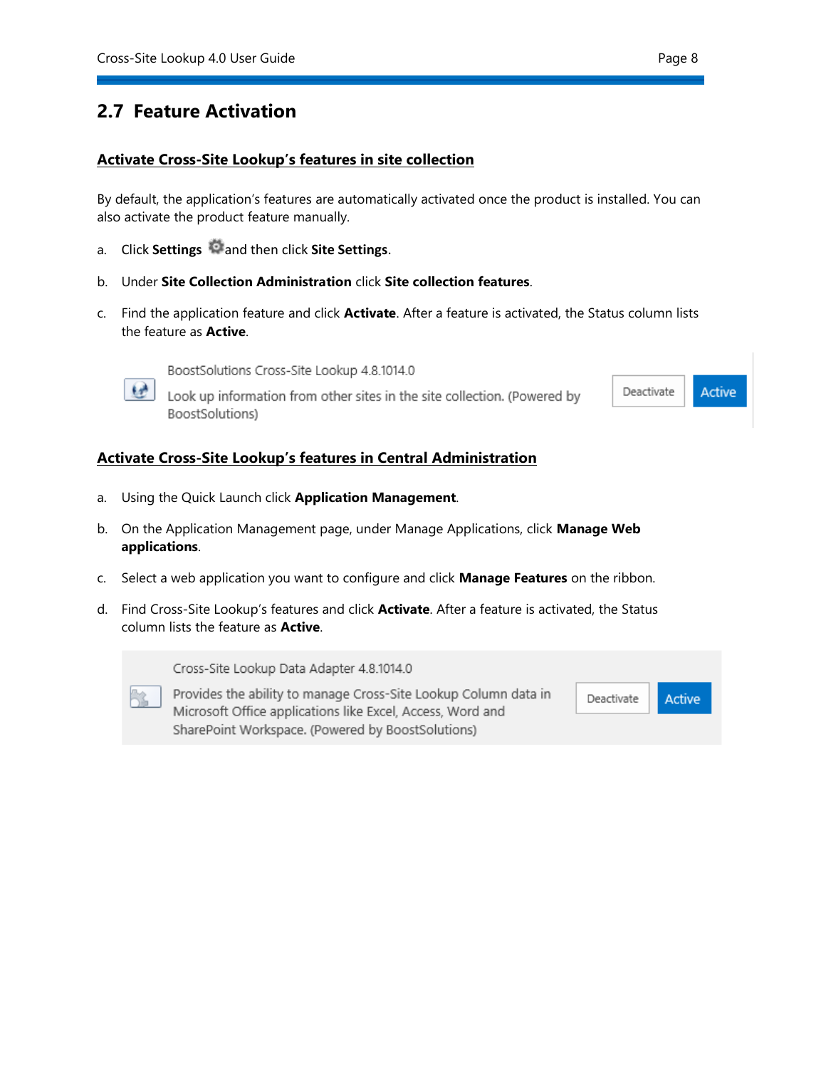## 2.7 Feature Activation

**Activate Cross-Site Lookup's features in site collection**

By default, the application's features are automatically activated once the product is installed. You can also activate the product feature manually.

a. Click **Settings** and then click **Site Settings**.

b. Under **Site Collection Administration** click **Site collection features**.

c. Find the application feature and click **Activate**. After a feature is activated, the Status column lists the feature as **Active**.

BoostSolutions Cross-Site Lookup 4.8.1014.0

Look up information from other sites in the site collection. (Powered by BoostSolutions)

Deactivate Active

**Activate Cross-Site Lookup's features in Central Administration**

a. Using the Quick Launch click **Application Management**.

b. On the Application Management page, under Manage Applications, click **Manage Web applications**.

c. Select a web application you want to configure and click **Manage Features** on the ribbon.

d. Find Cross-Site Lookup's features and click **Activate**. After a feature is activated, the Status column lists the feature as **Active**.

Cross-Site Lookup Data Adapter 4.8.1014.0

Provides the ability to manage Cross-Site Lookup Column data in Microsoft Office applications like Excel, Access, Word and SharePoint Workspace. (Powered by BoostSolutions)

Deactivate Active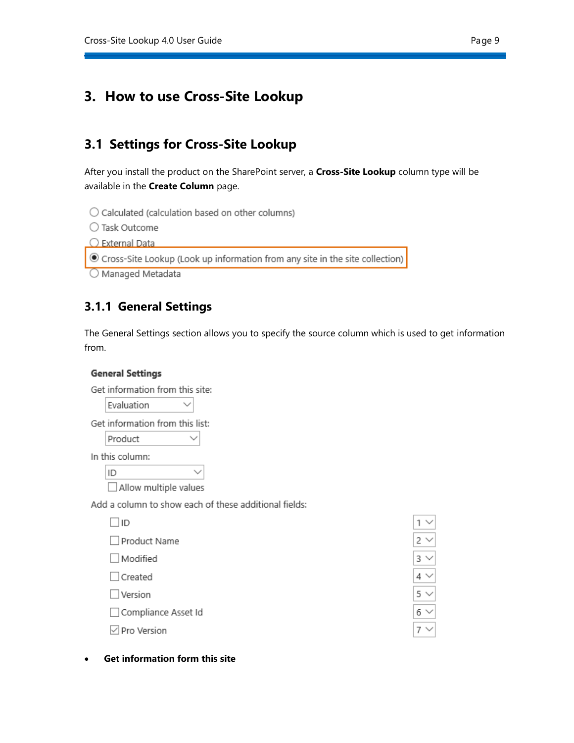# 3. How to use Cross-Site Lookup

## 3.1 Settings for Cross-Site Lookup

After you install the product on the SharePoint server, a **Cross-Site Lookup** column type will be available in the **Create Column** page.

- ○ Calculated (calculation based on other columns)
- ○ Task Outcome
- ○ External Data
- ◉ Cross-Site Lookup (Look up information from any site in the site collection)
- ○ Managed Metadata

### 3.1.1 General Settings

The General Settings section allows you to specify the source column which is used to get information from.

**General Settings**

Get information from this site:

Evaluation

Get information from this list:

Product

In this column:

ID

☐ Allow multiple values

Add a column to show each of these additional fields:

| Field | Order |
|---|---|
| ☐ ID | 1 |
| ☐ Product Name | 2 |
| ☐ Modified | 3 |
| ☐ Created | 4 |
| ☐ Version | 5 |
| ☐ Compliance Asset Id | 6 |
| ☑ Pro Version | 7 |

- **Get information form this site**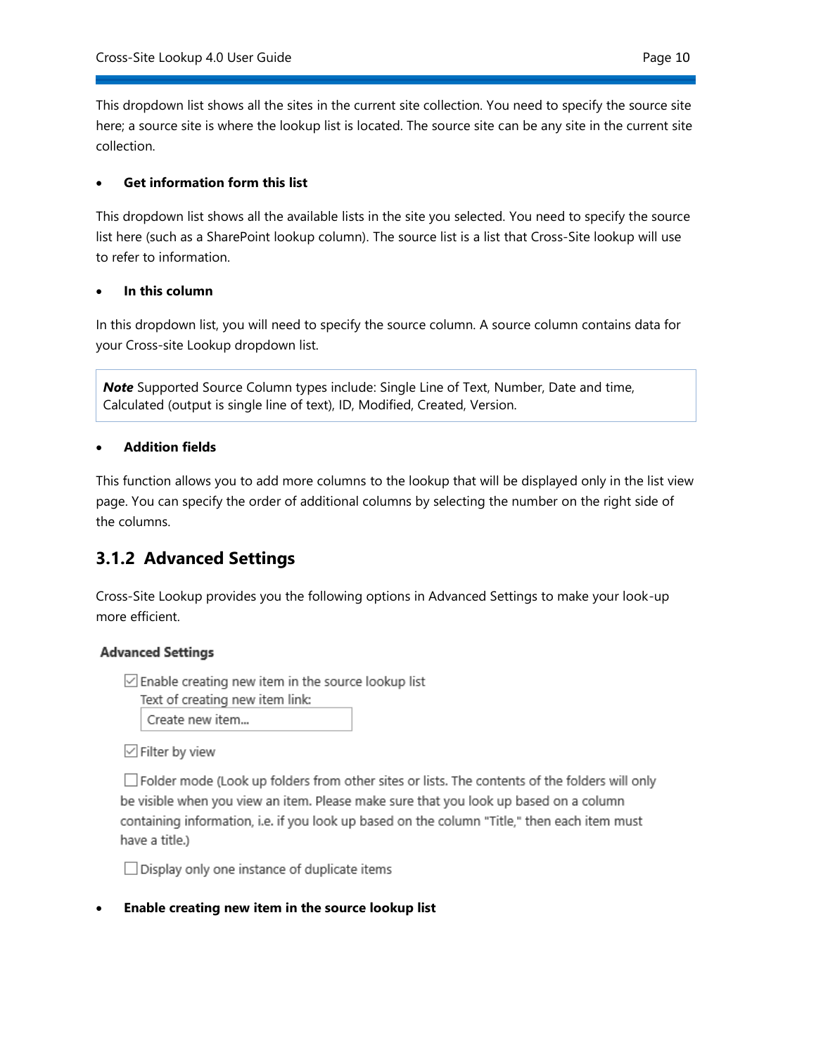This dropdown list shows all the sites in the current site collection. You need to specify the source site here; a source site is where the lookup list is located. The source site can be any site in the current site collection.

- **Get information form this list**

This dropdown list shows all the available lists in the site you selected. You need to specify the source list here (such as a SharePoint lookup column). The source list is a list that Cross-Site lookup will use to refer to information.

- **In this column**

In this dropdown list, you will need to specify the source column. A source column contains data for your Cross-site Lookup dropdown list.

> ***Note*** Supported Source Column types include: Single Line of Text, Number, Date and time, Calculated (output is single line of text), ID, Modified, Created, Version.

- **Addition fields**

This function allows you to add more columns to the lookup that will be displayed only in the list view page. You can specify the order of additional columns by selecting the number on the right side of the columns.

### 3.1.2 Advanced Settings

Cross-Site Lookup provides you the following options in Advanced Settings to make your look-up more efficient.

**Advanced Settings**

☑ Enable creating new item in the source lookup list
Text of creating new item link:
Create new item...

☑ Filter by view

☐ Folder mode (Look up folders from other sites or lists. The contents of the folders will only be visible when you view an item. Please make sure that you look up based on a column containing information, i.e. if you look up based on the column "Title," then each item must have a title.)

☐ Display only one instance of duplicate items

- **Enable creating new item in the source lookup list**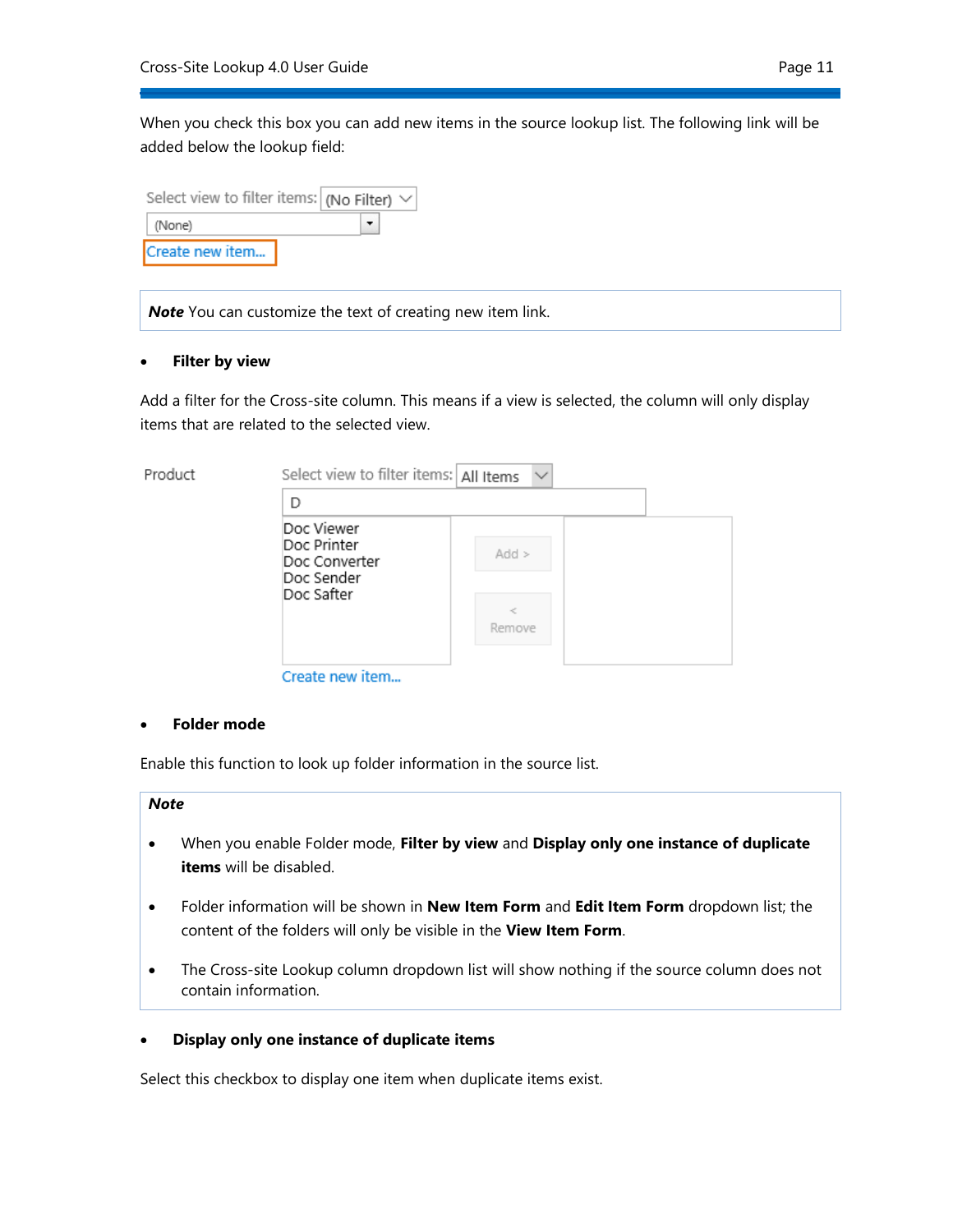When you check this box you can add new items in the source lookup list. The following link will be added below the lookup field:

**Note** You can customize the text of creating new item link.

- **Filter by view**

Add a filter for the Cross-site column. This means if a view is selected, the column will only display items that are related to the selected view.

- **Folder mode**

Enable this function to look up folder information in the source list.

**Note**

- When you enable Folder mode, **Filter by view** and **Display only one instance of duplicate items** will be disabled.
- Folder information will be shown in **New Item Form** and **Edit Item Form** dropdown list; the content of the folders will only be visible in the **View Item Form**.
- The Cross-site Lookup column dropdown list will show nothing if the source column does not contain information.

- **Display only one instance of duplicate items**

Select this checkbox to display one item when duplicate items exist.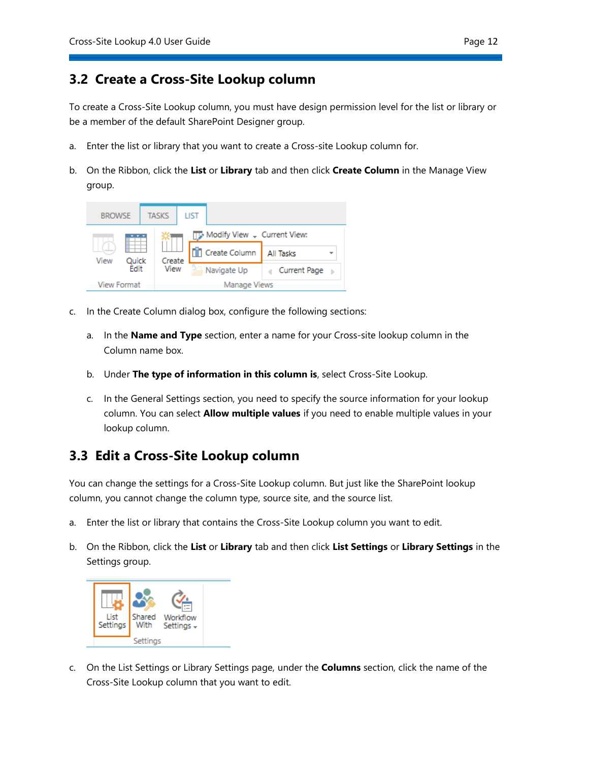## 3.2 Create a Cross-Site Lookup column

To create a Cross-Site Lookup column, you must have design permission level for the list or library or be a member of the default SharePoint Designer group.

a. Enter the list or library that you want to create a Cross-site Lookup column for.

b. On the Ribbon, click the **List** or **Library** tab and then click **Create Column** in the Manage View group.

c. In the Create Column dialog box, configure the following sections:

   a. In the **Name and Type** section, enter a name for your Cross-site lookup column in the Column name box.

   b. Under **The type of information in this column is**, select Cross-Site Lookup.

   c. In the General Settings section, you need to specify the source information for your lookup column. You can select **Allow multiple values** if you need to enable multiple values in your lookup column.

## 3.3 Edit a Cross-Site Lookup column

You can change the settings for a Cross-Site Lookup column. But just like the SharePoint lookup column, you cannot change the column type, source site, and the source list.

a. Enter the list or library that contains the Cross-Site Lookup column you want to edit.

b. On the Ribbon, click the **List** or **Library** tab and then click **List Settings** or **Library Settings** in the Settings group.

c. On the List Settings or Library Settings page, under the **Columns** section, click the name of the Cross-Site Lookup column that you want to edit.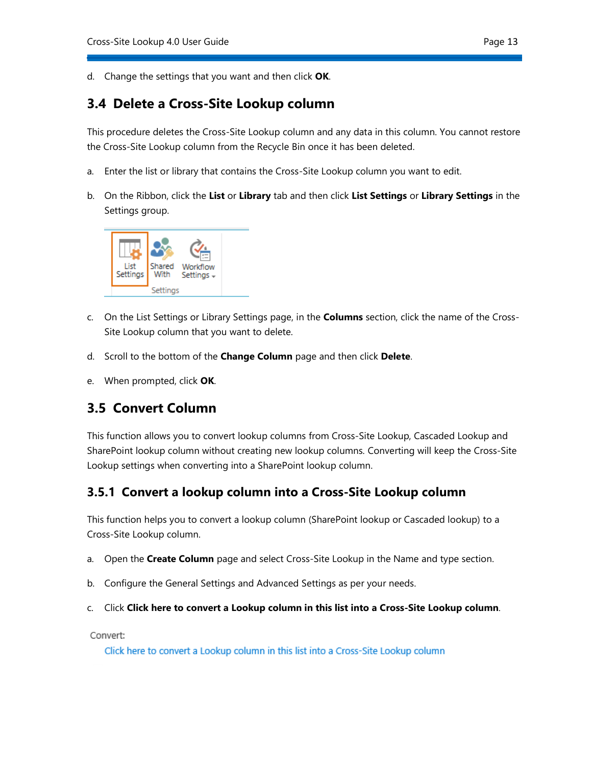d. Change the settings that you want and then click **OK**.

## 3.4 Delete a Cross-Site Lookup column

This procedure deletes the Cross-Site Lookup column and any data in this column. You cannot restore the Cross-Site Lookup column from the Recycle Bin once it has been deleted.

a. Enter the list or library that contains the Cross-Site Lookup column you want to edit.

b. On the Ribbon, click the **List** or **Library** tab and then click **List Settings** or **Library Settings** in the Settings group.

c. On the List Settings or Library Settings page, in the **Columns** section, click the name of the Cross-Site Lookup column that you want to delete.

d. Scroll to the bottom of the **Change Column** page and then click **Delete**.

e. When prompted, click **OK**.

## 3.5 Convert Column

This function allows you to convert lookup columns from Cross-Site Lookup, Cascaded Lookup and SharePoint lookup column without creating new lookup columns. Converting will keep the Cross-Site Lookup settings when converting into a SharePoint lookup column.

### 3.5.1 Convert a lookup column into a Cross-Site Lookup column

This function helps you to convert a lookup column (SharePoint lookup or Cascaded lookup) to a Cross-Site Lookup column.

a. Open the **Create Column** page and select Cross-Site Lookup in the Name and type section.

b. Configure the General Settings and Advanced Settings as per your needs.

c. Click **Click here to convert a Lookup column in this list into a Cross-Site Lookup column**.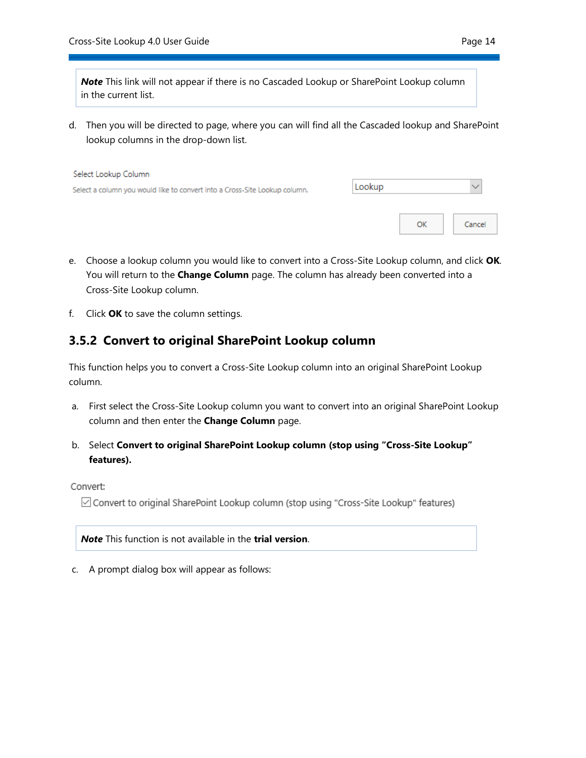> ***Note*** This link will not appear if there is no Cascaded Lookup or SharePoint Lookup column in the current list.

d. Then you will be directed to page, where you can will find all the Cascaded lookup and SharePoint lookup columns in the drop-down list.

Select Lookup Column

Select a column you would like to convert into a Cross-Site Lookup column.

Lookup

OK Cancel

e. Choose a lookup column you would like to convert into a Cross-Site Lookup column, and click **OK**. You will return to the **Change Column** page. The column has already been converted into a Cross-Site Lookup column.

f. Click **OK** to save the column settings.

### 3.5.2 Convert to original SharePoint Lookup column

This function helps you to convert a Cross-Site Lookup column into an original SharePoint Lookup column.

a. First select the Cross-Site Lookup column you want to convert into an original SharePoint Lookup column and then enter the **Change Column** page.

b. Select **Convert to original SharePoint Lookup column (stop using "Cross-Site Lookup" features).**

Convert:

☑ Convert to original SharePoint Lookup column (stop using "Cross-Site Lookup" features)

> ***Note*** This function is not available in the **trial version**.

c. A prompt dialog box will appear as follows: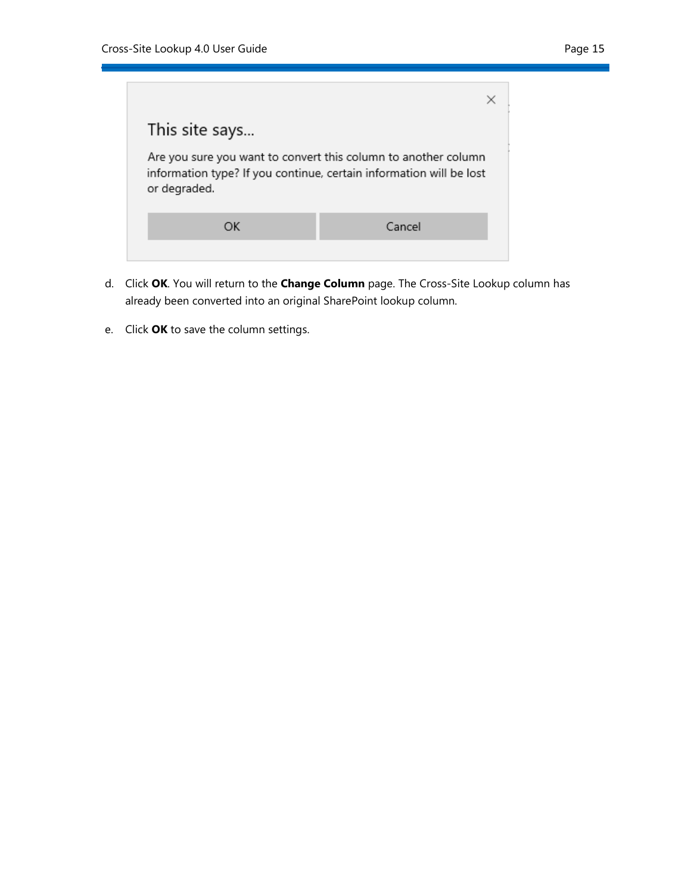d. Click **OK**. You will return to the **Change Column** page. The Cross-Site Lookup column has already been converted into an original SharePoint lookup column.

e. Click **OK** to save the column settings.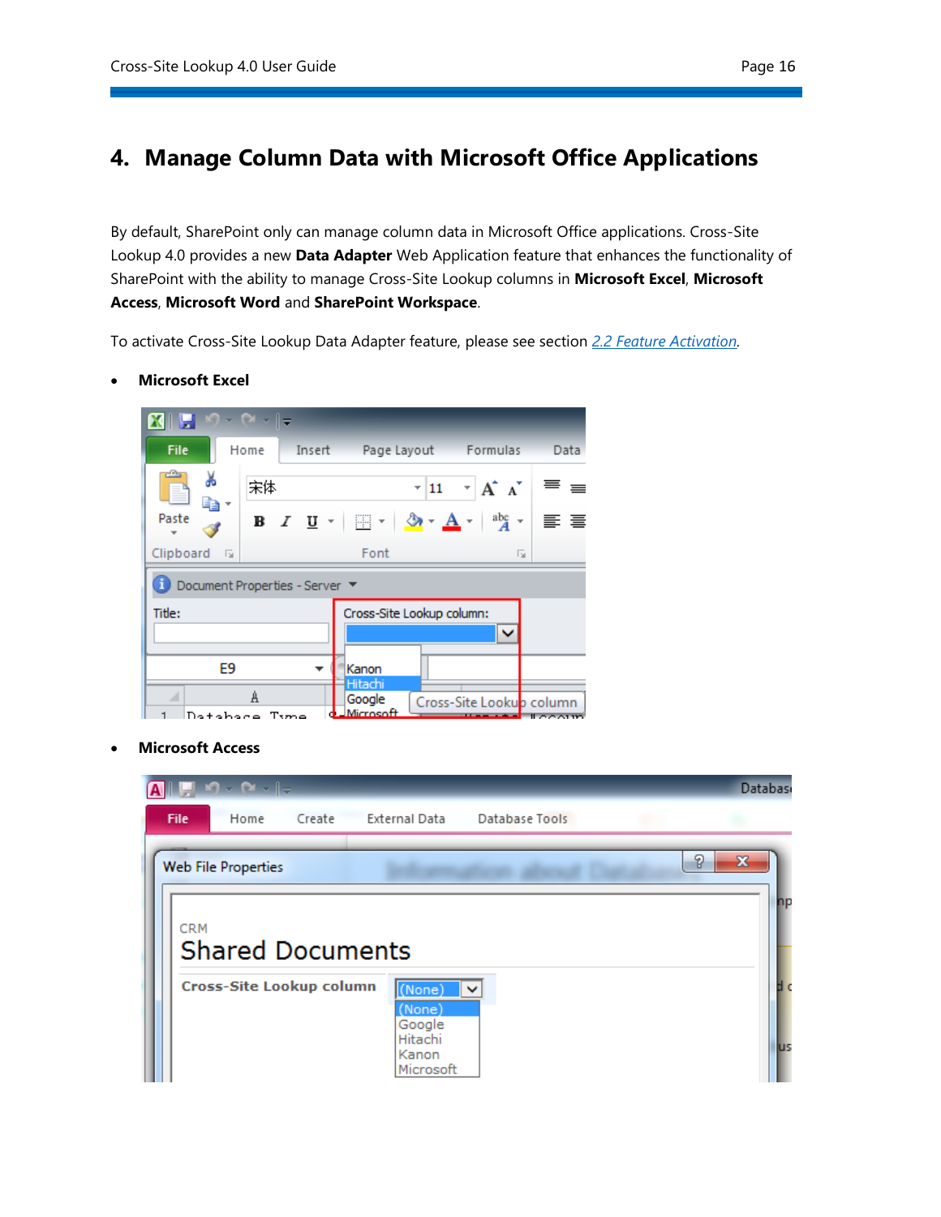# 4. Manage Column Data with Microsoft Office Applications

By default, SharePoint only can manage column data in Microsoft Office applications. Cross-Site Lookup 4.0 provides a new **Data Adapter** Web Application feature that enhances the functionality of SharePoint with the ability to manage Cross-Site Lookup columns in **Microsoft Excel**, **Microsoft Access**, **Microsoft Word** and **SharePoint Workspace**.

To activate Cross-Site Lookup Data Adapter feature, please see section *2.2 Feature Activation*.

- **Microsoft Excel**

- **Microsoft Access**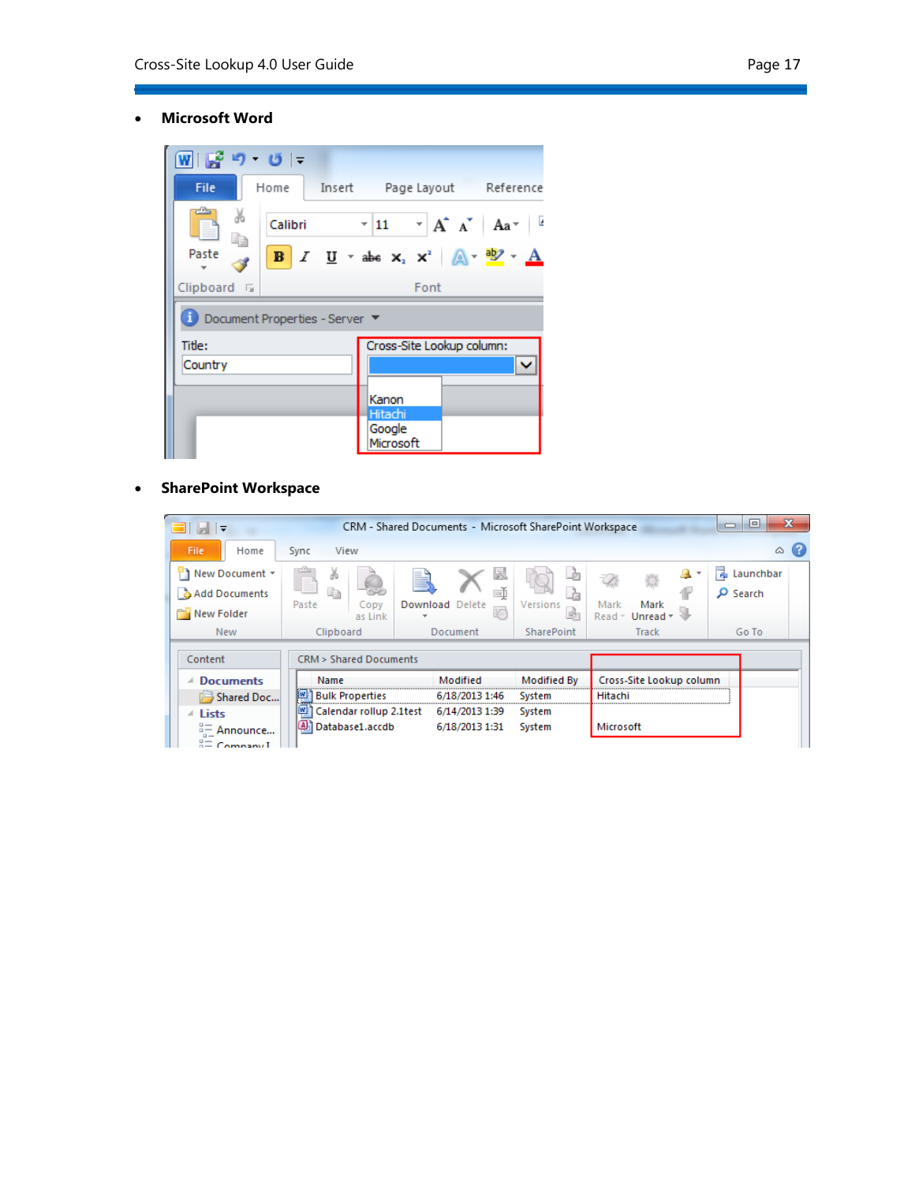- **Microsoft Word**

- **SharePoint Workspace**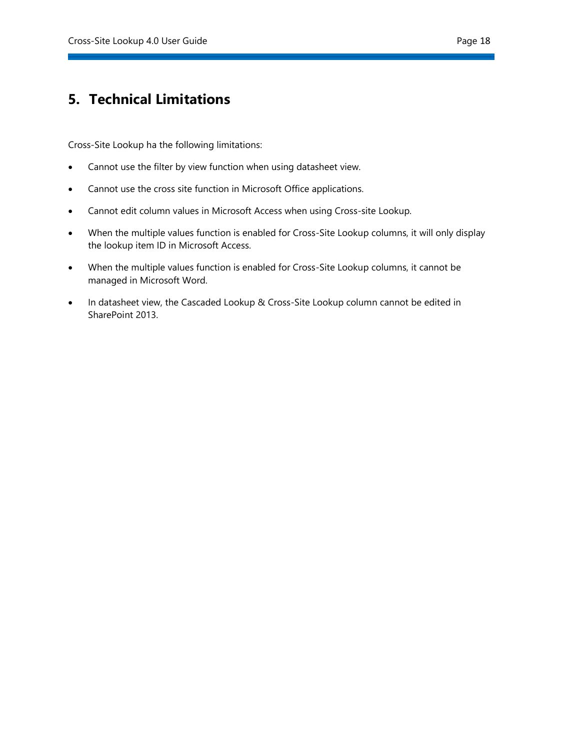# 5. Technical Limitations

Cross-Site Lookup ha the following limitations:

- Cannot use the filter by view function when using datasheet view.
- Cannot use the cross site function in Microsoft Office applications.
- Cannot edit column values in Microsoft Access when using Cross-site Lookup.
- When the multiple values function is enabled for Cross-Site Lookup columns, it will only display the lookup item ID in Microsoft Access.
- When the multiple values function is enabled for Cross-Site Lookup columns, it cannot be managed in Microsoft Word.
- In datasheet view, the Cascaded Lookup & Cross-Site Lookup column cannot be edited in SharePoint 2013.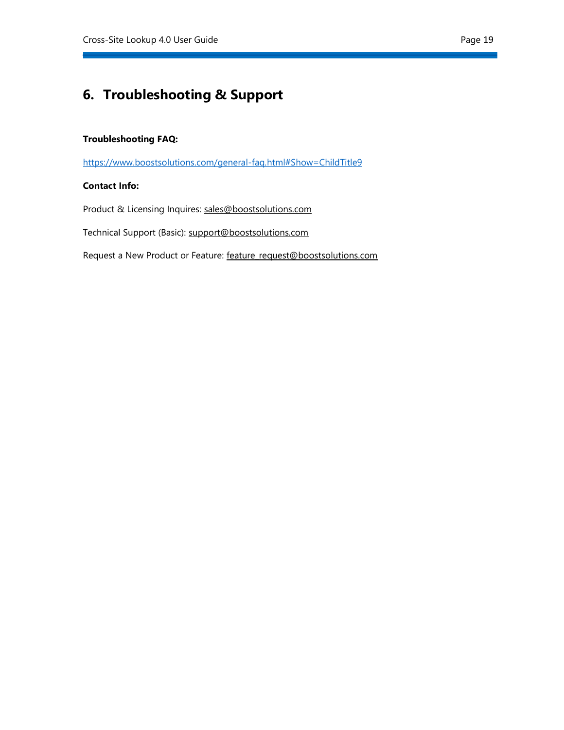# 6. Troubleshooting & Support

**Troubleshooting FAQ:**

https://www.boostsolutions.com/general-faq.html#Show=ChildTitle9

**Contact Info:**

Product & Licensing Inquires: sales@boostsolutions.com

Technical Support (Basic): support@boostsolutions.com

Request a New Product or Feature: feature_request@boostsolutions.com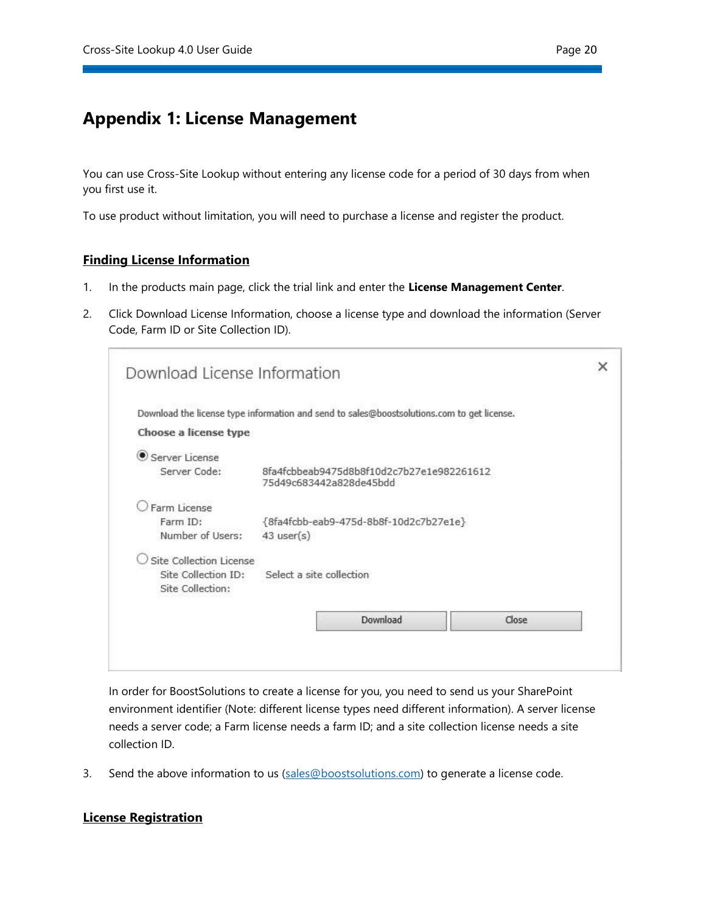# Appendix 1: License Management

You can use Cross-Site Lookup without entering any license code for a period of 30 days from when you first use it.

To use product without limitation, you will need to purchase a license and register the product.

## Finding License Information

1. In the products main page, click the trial link and enter the **License Management Center**.

2. Click Download License Information, choose a license type and download the information (Server Code, Farm ID or Site Collection ID).

   In order for BoostSolutions to create a license for you, you need to send us your SharePoint environment identifier (Note: different license types need different information). A server license needs a server code; a Farm license needs a farm ID; and a site collection license needs a site collection ID.

3. Send the above information to us (sales@boostsolutions.com) to generate a license code.

## License Registration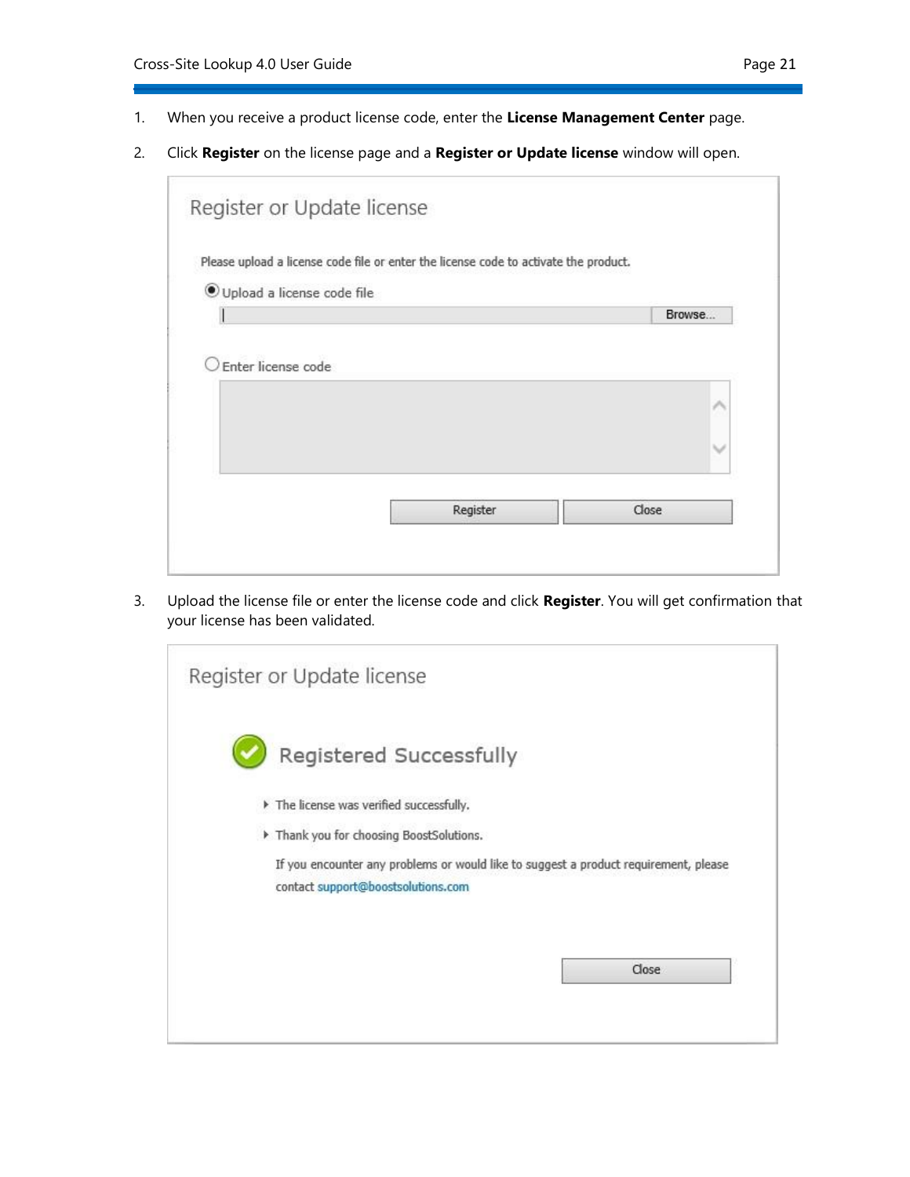1. When you receive a product license code, enter the **License Management Center** page.

2. Click **Register** on the license page and a **Register or Update license** window will open.

3. Upload the license file or enter the license code and click **Register**. You will get confirmation that your license has been validated.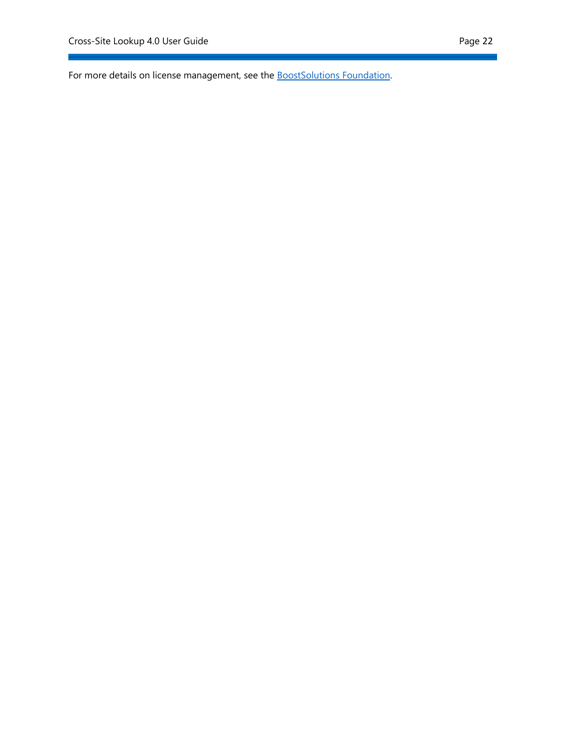For more details on license management, see the BoostSolutions Foundation.